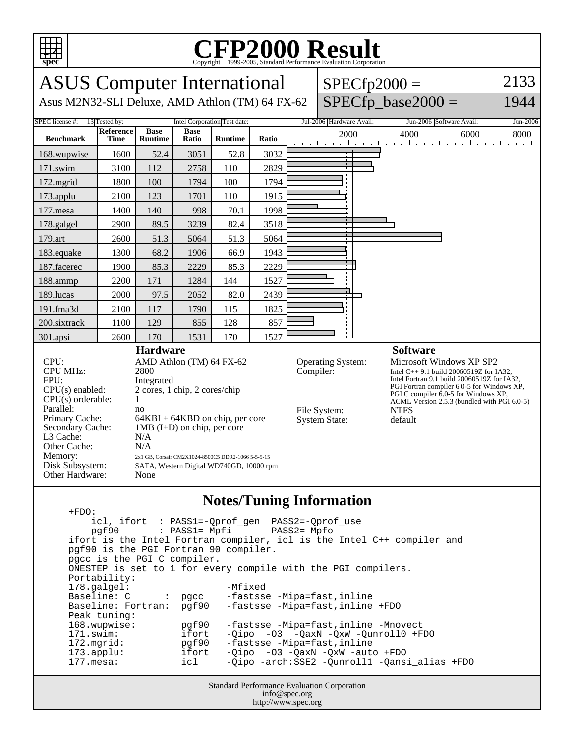# CFP2000 Result

Copyright 1999-2005, Standard Performance Evaluation Corporation

## ASUS Computer International

Asus M2N32-SLI Deluxe, AMD Athlon (TM) 64 FX-62

SPECfp2000 = 2133

SPECfp_base2000 = 1944

| SPEC license #: | 13 | Tested by: | Intel Corporation | Test date: | Jul-2006 | Hardware Avail: | Jun-2006 | Software Avail: | Jun-2006 |
|---|---|---|---|---|---|---|---|---|---|

| Benchmark | Reference Time | Base Runtime | Base Ratio | Runtime | Ratio |
|---|---|---|---|---|---|
| 168.wupwise | 1600 | 52.4 | 3051 | 52.8 | 3032 |
| 171.swim | 3100 | 112 | 2758 | 110 | 2829 |
| 172.mgrid | 1800 | 100 | 1794 | 100 | 1794 |
| 173.applu | 2100 | 123 | 1701 | 110 | 1915 |
| 177.mesa | 1400 | 140 | 998 | 70.1 | 1998 |
| 178.galgel | 2900 | 89.5 | 3239 | 82.4 | 3518 |
| 179.art | 2600 | 51.3 | 5064 | 51.3 | 5064 |
| 183.equake | 1300 | 68.2 | 1906 | 66.9 | 1943 |
| 187.facerec | 1900 | 85.3 | 2229 | 85.3 | 2229 |
| 188.ammp | 2200 | 171 | 1284 | 144 | 1527 |
| 189.lucas | 2000 | 97.5 | 2052 | 82.0 | 2439 |
| 191.fma3d | 2100 | 117 | 1790 | 115 | 1825 |
| 200.sixtrack | 1100 | 129 | 855 | 128 | 857 |
| 301.apsi | 2600 | 170 | 1531 | 170 | 1527 |

### Hardware

| | |
|---|---|
| CPU: | AMD Athlon (TM) 64 FX-62 |
| CPU MHz: | 2800 |
| FPU: | Integrated |
| CPU(s) enabled: | 2 cores, 1 chip, 2 cores/chip |
| CPU(s) orderable: | 1 |
| Parallel: | no |
| Primary Cache: | 64KBI + 64KBD on chip, per core |
| Secondary Cache: | 1MB (I+D) on chip, per core |
| L3 Cache: | N/A |
| Other Cache: | N/A |
| Memory: | 2x1 GB, Corsair CM2X1024-8500C5 DDR2-1066 5-5-5-15 |
| Disk Subsystem: | SATA, Western Digital WD740GD, 10000 rpm |
| Other Hardware: | None |

### Software

| | |
|---|---|
| Operating System: | Microsoft Windows XP SP2 |
| Compiler: | Intel C++ 9.1 build 20060519Z for IA32, Intel Fortran 9.1 build 20060519Z for IA32, PGI Fortran compiler 6.0-5 for Windows XP, PGI C compiler 6.0-5 for Windows XP, ACML Version 2.5.3 (bundled with PGI 6.0-5) |
| File System: | NTFS |
| System State: | default |

### Notes/Tuning Information

```
+FDO:
    icl, ifort  : PASS1=-Qprof_gen  PASS2=-Qprof_use
    pgf90       : PASS1=-Mpfi       PASS2=-Mpfo
ifort is the Intel Fortran compiler, icl is the Intel C++ compiler and
pgf90 is the PGI Fortran 90 compiler.
pgcc is the PGI C compiler.
ONESTEP is set to 1 for every compile with the PGI compilers.
Portability:
178.galgel:                   -Mfixed
Baseline: C       :  pgcc     -fastsse -Mipa=fast,inline
Baseline: Fortran:  pgf90    -fastsse -Mipa=fast,inline +FDO
Peak tuning:
168.wupwise:        pgf90    -fastsse -Mipa=fast,inline -Mnovect
171.swim:           ifort    -Qipo  -O3  -QaxN -QxW -Qunroll0 +FDO
172.mgrid:          pgf90    -fastsse -Mipa=fast,inline
173.applu:          ifort    -Qipo  -O3 -QaxN -QxW -auto +FDO
177.mesa:           icl      -Qipo -arch:SSE2 -Qunroll1 -Qansi_alias +FDO
```

Standard Performance Evaluation Corporation
info@spec.org
http://www.spec.org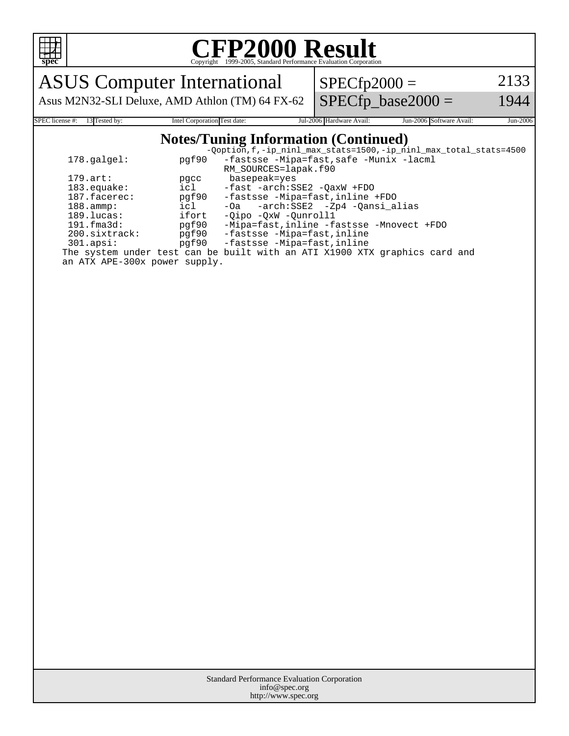# CFP2000 Result

Copyright 1999-2005, Standard Performance Evaluation Corporation

## ASUS Computer International

Asus M2N32-SLI Deluxe, AMD Athlon (TM) 64 FX-62

SPECfp2000 = 2133

SPECfp_base2000 = 1944

| SPEC license #: | 13 | Tested by: | Intel Corporation | Test date: | Jul-2006 | Hardware Avail: | Jun-2006 | Software Avail: | Jun-2006 |
|---|---|---|---|---|---|---|---|---|---|

## Notes/Tuning Information (Continued)

```
                             -Qoption,f,-ip_ninl_max_stats=1500,-ip_ninl_max_total_stats=4500
   178.galgel:        pgf90   -fastsse -Mipa=fast,safe -Munix -lacml
                              RM_SOURCES=lapak.f90
   179.art:           pgcc     basepeak=yes
   183.equake:        icl     -fast -arch:SSE2 -QaxW +FDO
   187.facerec:       pgf90   -fastsse -Mipa=fast,inline +FDO
   188.ammp:          icl     -Oa   -arch:SSE2  -Zp4 -Qansi_alias
   189.lucas:         ifort   -Qipo -QxW -Qunroll1
   191.fma3d:         pgf90   -Mipa=fast,inline -fastsse -Mnovect +FDO
   200.sixtrack:      pgf90   -fastsse -Mipa=fast,inline
   301.apsi:          pgf90   -fastsse -Mipa=fast,inline
 The system under test can be built with an ATI X1900 XTX graphics card and
 an ATX APE-300x power supply.
```